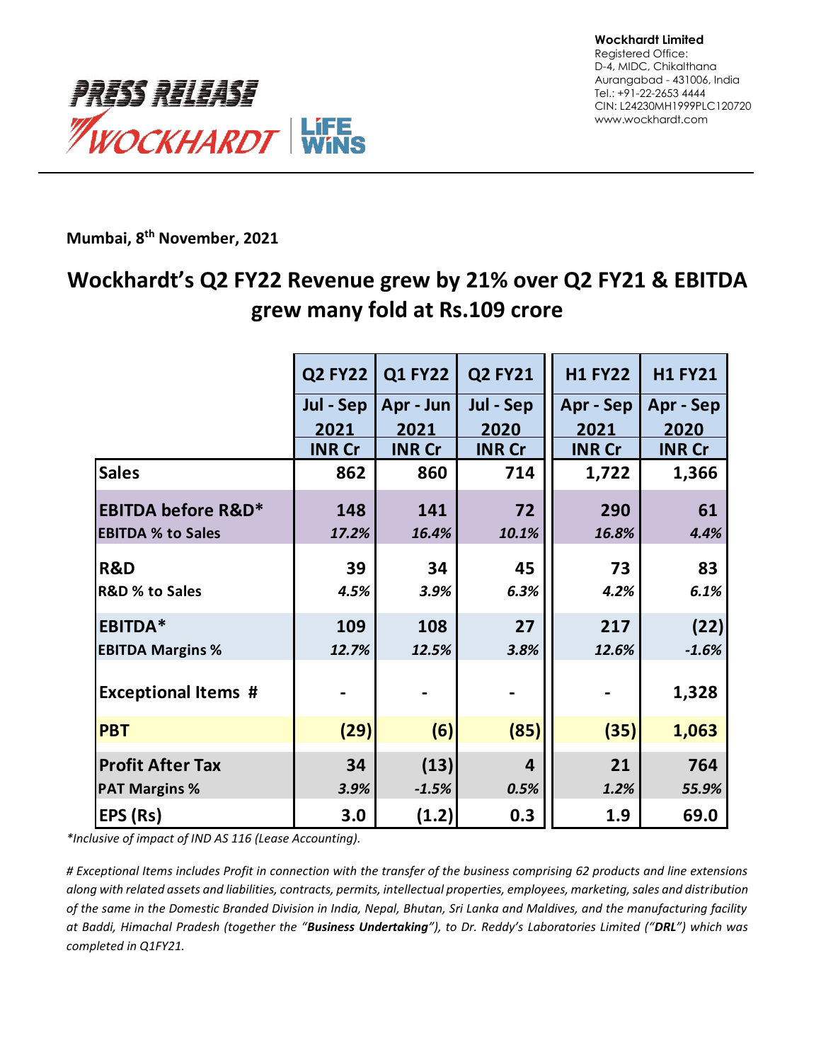**Wockhardt Limited**
Registered Office:
D-4, MIDC, Chikalthana
Aurangabad - 431006, India
Tel.: +91-22-2653 4444
CIN: L24230MH1999PLC120720
www.wockhardt.com

PRESS RELEASE

WOCKHARDT | LIFE WINS

**Mumbai, 8th November, 2021**

# Wockhardt's Q2 FY22 Revenue grew by 21% over Q2 FY21 & EBITDA grew many fold at Rs.109 crore

| | Q2 FY22 | Q1 FY22 | Q2 FY21 | H1 FY22 | H1 FY21 |
|---|---|---|---|---|---|
| | Jul - Sep 2021 | Apr - Jun 2021 | Jul - Sep 2020 | Apr - Sep 2021 | Apr - Sep 2020 |
| | INR Cr | INR Cr | INR Cr | INR Cr | INR Cr |
| **Sales** | **862** | **860** | **714** | **1,722** | **1,366** |
| **EBITDA before R&D*** | **148** | **141** | **72** | **290** | **61** |
| **EBITDA % to Sales** | *17.2%* | *16.4%* | *10.1%* | *16.8%* | *4.4%* |
| **R&D** | **39** | **34** | **45** | **73** | **83** |
| **R&D % to Sales** | *4.5%* | *3.9%* | *6.3%* | *4.2%* | *6.1%* |
| **EBITDA*** | **109** | **108** | **27** | **217** | **(22)** |
| **EBITDA Margins %** | *12.7%* | *12.5%* | *3.8%* | *12.6%* | *-1.6%* |
| **Exceptional Items #** | - | - | - | - | **1,328** |
| **PBT** | **(29)** | **(6)** | **(85)** | **(35)** | **1,063** |
| **Profit After Tax** | **34** | **(13)** | **4** | **21** | **764** |
| **PAT Margins %** | *3.9%* | *-1.5%* | *0.5%* | *1.2%* | *55.9%* |
| **EPS (Rs)** | **3.0** | **(1.2)** | **0.3** | **1.9** | **69.0** |

*\*Inclusive of impact of IND AS 116 (Lease Accounting).*

*# Exceptional Items includes Profit in connection with the transfer of the business comprising 62 products and line extensions along with related assets and liabilities, contracts, permits, intellectual properties, employees, marketing, sales and distribution of the same in the Domestic Branded Division in India, Nepal, Bhutan, Sri Lanka and Maldives, and the manufacturing facility at Baddi, Himachal Pradesh (together the "**Business Undertaking**"), to Dr. Reddy's Laboratories Limited ("**DRL**") which was completed in Q1FY21.*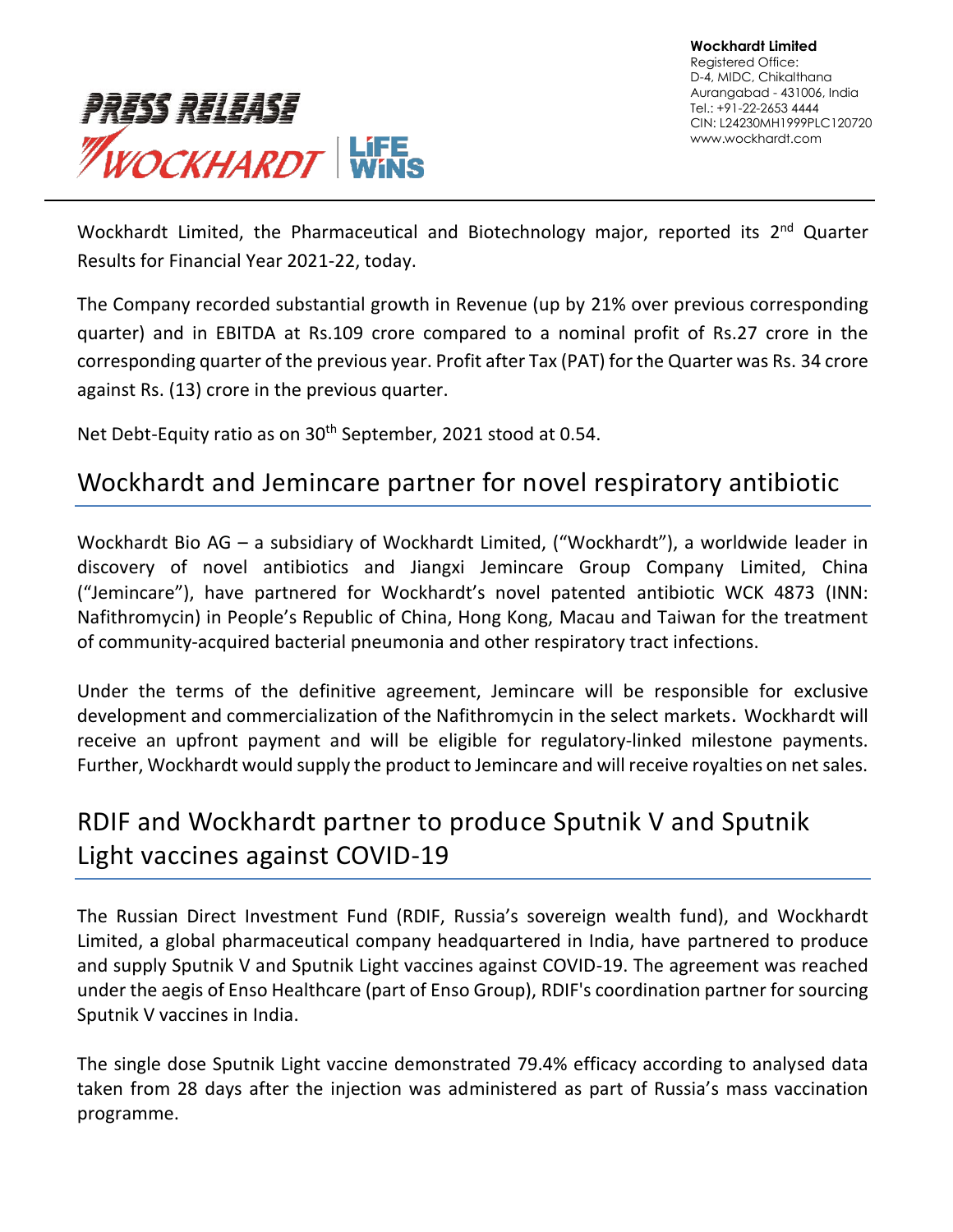**PRESS RELEASE**

**WOCKHARDT | LiFE WiNS**

**Wockhardt Limited**
Registered Office:
D-4, MIDC, Chikalthana
Aurangabad - 431006, India
Tel.: +91-22-2653 4444
CIN: L24230MH1999PLC120720
www.wockhardt.com

Wockhardt Limited, the Pharmaceutical and Biotechnology major, reported its 2nd Quarter Results for Financial Year 2021-22, today.

The Company recorded substantial growth in Revenue (up by 21% over previous corresponding quarter) and in EBITDA at Rs.109 crore compared to a nominal profit of Rs.27 crore in the corresponding quarter of the previous year. Profit after Tax (PAT) for the Quarter was Rs. 34 crore against Rs. (13) crore in the previous quarter.

Net Debt-Equity ratio as on 30th September, 2021 stood at 0.54.

## Wockhardt and Jemincare partner for novel respiratory antibiotic

Wockhardt Bio AG – a subsidiary of Wockhardt Limited, ("Wockhardt"), a worldwide leader in discovery of novel antibiotics and Jiangxi Jemincare Group Company Limited, China ("Jemincare"), have partnered for Wockhardt's novel patented antibiotic WCK 4873 (INN: Nafithromycin) in People's Republic of China, Hong Kong, Macau and Taiwan for the treatment of community-acquired bacterial pneumonia and other respiratory tract infections.

Under the terms of the definitive agreement, Jemincare will be responsible for exclusive development and commercialization of the Nafithromycin in the select markets. Wockhardt will receive an upfront payment and will be eligible for regulatory-linked milestone payments. Further, Wockhardt would supply the product to Jemincare and will receive royalties on net sales.

## RDIF and Wockhardt partner to produce Sputnik V and Sputnik Light vaccines against COVID-19

The Russian Direct Investment Fund (RDIF, Russia's sovereign wealth fund), and Wockhardt Limited, a global pharmaceutical company headquartered in India, have partnered to produce and supply Sputnik V and Sputnik Light vaccines against COVID-19. The agreement was reached under the aegis of Enso Healthcare (part of Enso Group), RDIF's coordination partner for sourcing Sputnik V vaccines in India.

The single dose Sputnik Light vaccine demonstrated 79.4% efficacy according to analysed data taken from 28 days after the injection was administered as part of Russia's mass vaccination programme.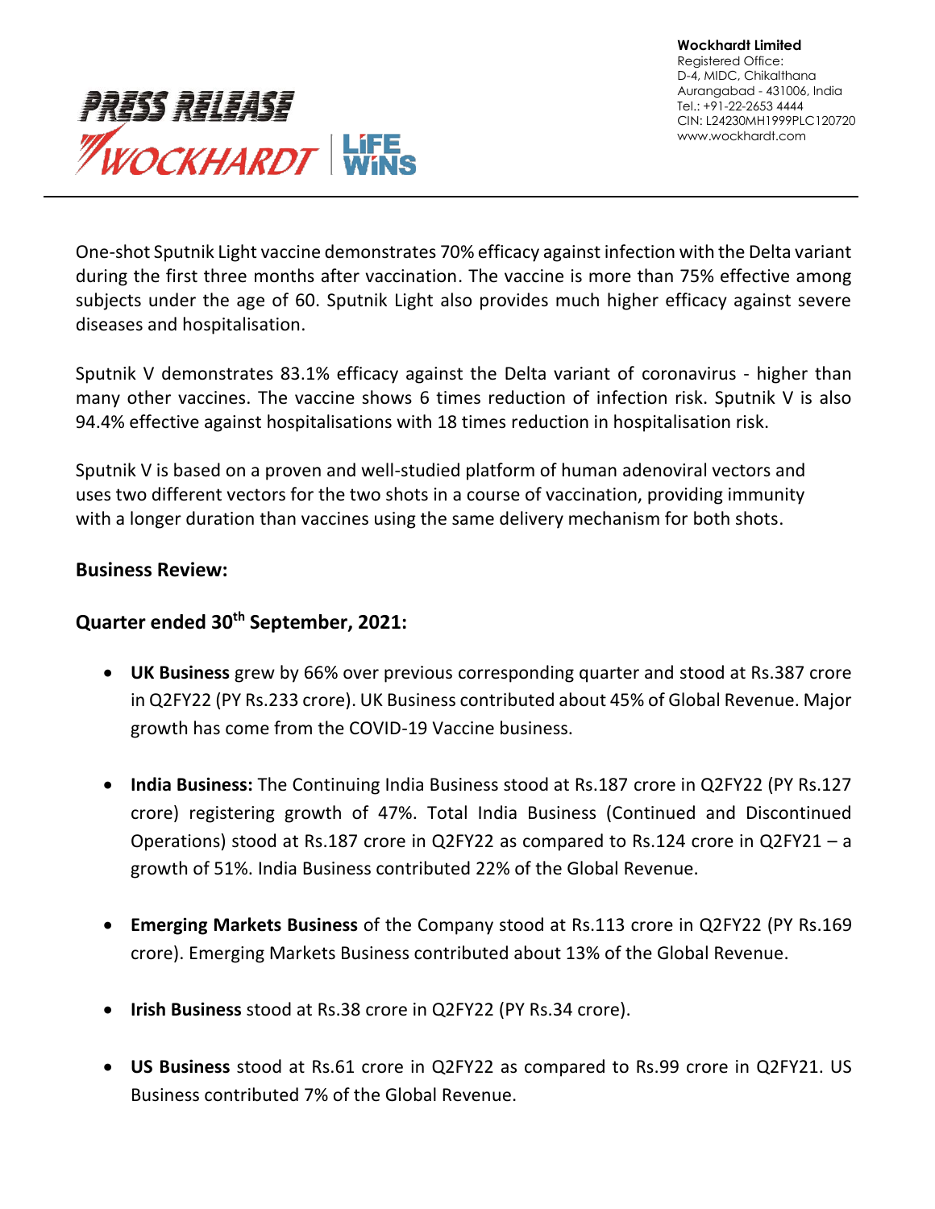One-shot Sputnik Light vaccine demonstrates 70% efficacy against infection with the Delta variant during the first three months after vaccination. The vaccine is more than 75% effective among subjects under the age of 60. Sputnik Light also provides much higher efficacy against severe diseases and hospitalisation.

Sputnik V demonstrates 83.1% efficacy against the Delta variant of coronavirus - higher than many other vaccines. The vaccine shows 6 times reduction of infection risk. Sputnik V is also 94.4% effective against hospitalisations with 18 times reduction in hospitalisation risk.

Sputnik V is based on a proven and well-studied platform of human adenoviral vectors and uses two different vectors for the two shots in a course of vaccination, providing immunity with a longer duration than vaccines using the same delivery mechanism for both shots.

**Business Review:**

**Quarter ended 30th September, 2021:**

- **UK Business** grew by 66% over previous corresponding quarter and stood at Rs.387 crore in Q2FY22 (PY Rs.233 crore). UK Business contributed about 45% of Global Revenue. Major growth has come from the COVID-19 Vaccine business.

- **India Business:** The Continuing India Business stood at Rs.187 crore in Q2FY22 (PY Rs.127 crore) registering growth of 47%. Total India Business (Continued and Discontinued Operations) stood at Rs.187 crore in Q2FY22 as compared to Rs.124 crore in Q2FY21 – a growth of 51%. India Business contributed 22% of the Global Revenue.

- **Emerging Markets Business** of the Company stood at Rs.113 crore in Q2FY22 (PY Rs.169 crore). Emerging Markets Business contributed about 13% of the Global Revenue.

- **Irish Business** stood at Rs.38 crore in Q2FY22 (PY Rs.34 crore).

- **US Business** stood at Rs.61 crore in Q2FY22 as compared to Rs.99 crore in Q2FY21. US Business contributed 7% of the Global Revenue.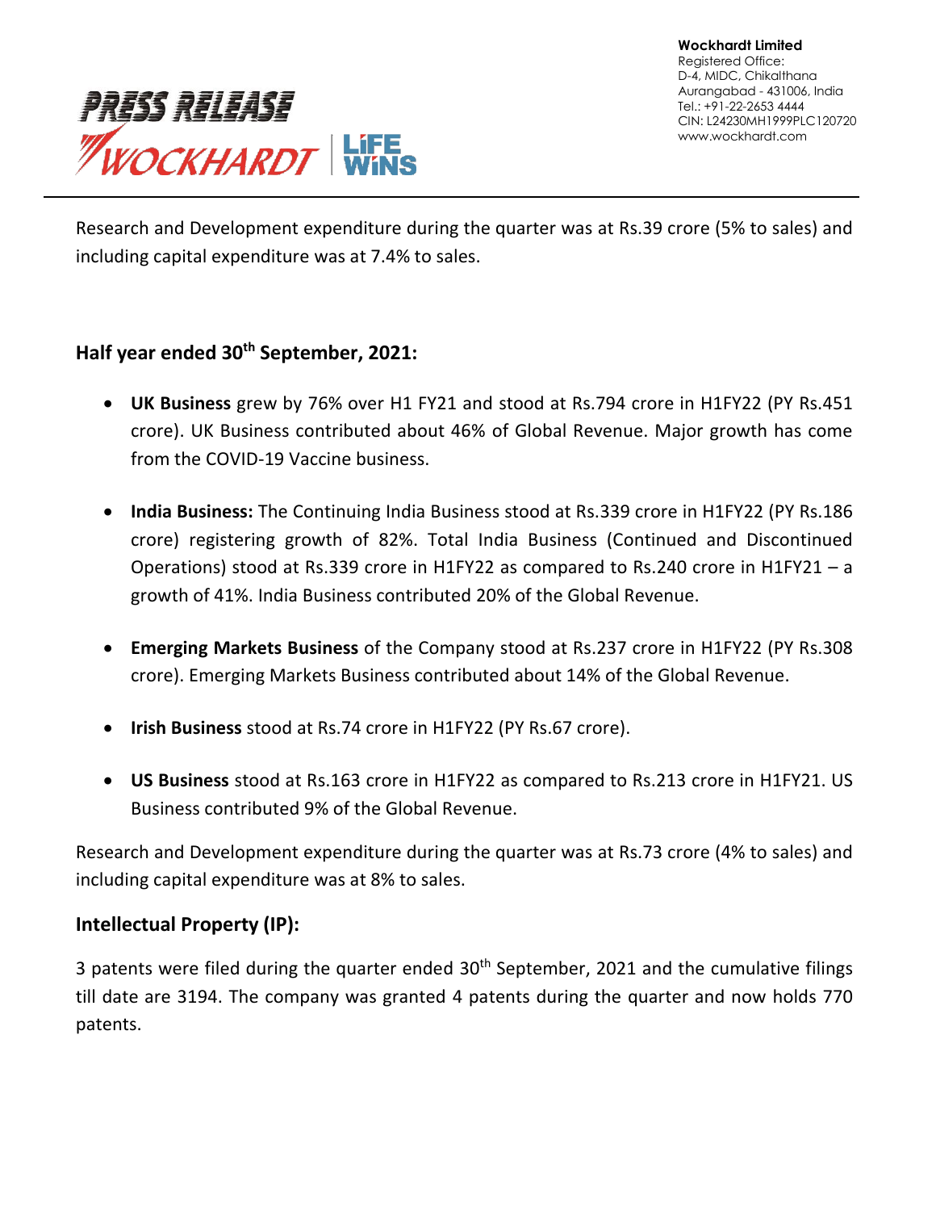Research and Development expenditure during the quarter was at Rs.39 crore (5% to sales) and including capital expenditure was at 7.4% to sales.

## Half year ended 30th September, 2021:

- **UK Business** grew by 76% over H1 FY21 and stood at Rs.794 crore in H1FY22 (PY Rs.451 crore). UK Business contributed about 46% of Global Revenue. Major growth has come from the COVID-19 Vaccine business.

- **India Business:** The Continuing India Business stood at Rs.339 crore in H1FY22 (PY Rs.186 crore) registering growth of 82%. Total India Business (Continued and Discontinued Operations) stood at Rs.339 crore in H1FY22 as compared to Rs.240 crore in H1FY21 – a growth of 41%. India Business contributed 20% of the Global Revenue.

- **Emerging Markets Business** of the Company stood at Rs.237 crore in H1FY22 (PY Rs.308 crore). Emerging Markets Business contributed about 14% of the Global Revenue.

- **Irish Business** stood at Rs.74 crore in H1FY22 (PY Rs.67 crore).

- **US Business** stood at Rs.163 crore in H1FY22 as compared to Rs.213 crore in H1FY21. US Business contributed 9% of the Global Revenue.

Research and Development expenditure during the quarter was at Rs.73 crore (4% to sales) and including capital expenditure was at 8% to sales.

## Intellectual Property (IP):

3 patents were filed during the quarter ended 30th September, 2021 and the cumulative filings till date are 3194. The company was granted 4 patents during the quarter and now holds 770 patents.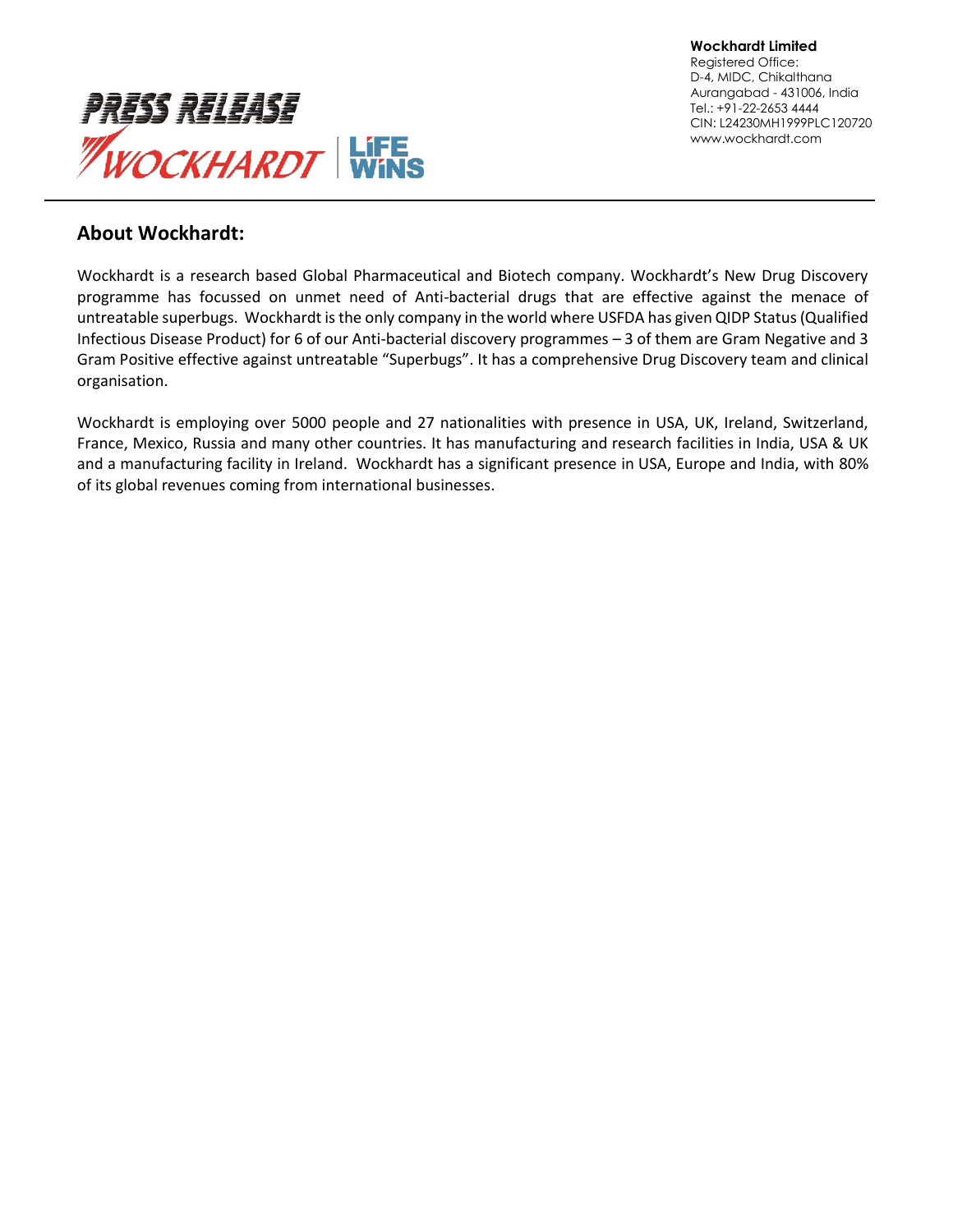## About Wockhardt:

Wockhardt is a research based Global Pharmaceutical and Biotech company. Wockhardt's New Drug Discovery programme has focussed on unmet need of Anti-bacterial drugs that are effective against the menace of untreatable superbugs. Wockhardt is the only company in the world where USFDA has given QIDP Status (Qualified Infectious Disease Product) for 6 of our Anti-bacterial discovery programmes – 3 of them are Gram Negative and 3 Gram Positive effective against untreatable "Superbugs". It has a comprehensive Drug Discovery team and clinical organisation.

Wockhardt is employing over 5000 people and 27 nationalities with presence in USA, UK, Ireland, Switzerland, France, Mexico, Russia and many other countries. It has manufacturing and research facilities in India, USA & UK and a manufacturing facility in Ireland. Wockhardt has a significant presence in USA, Europe and India, with 80% of its global revenues coming from international businesses.